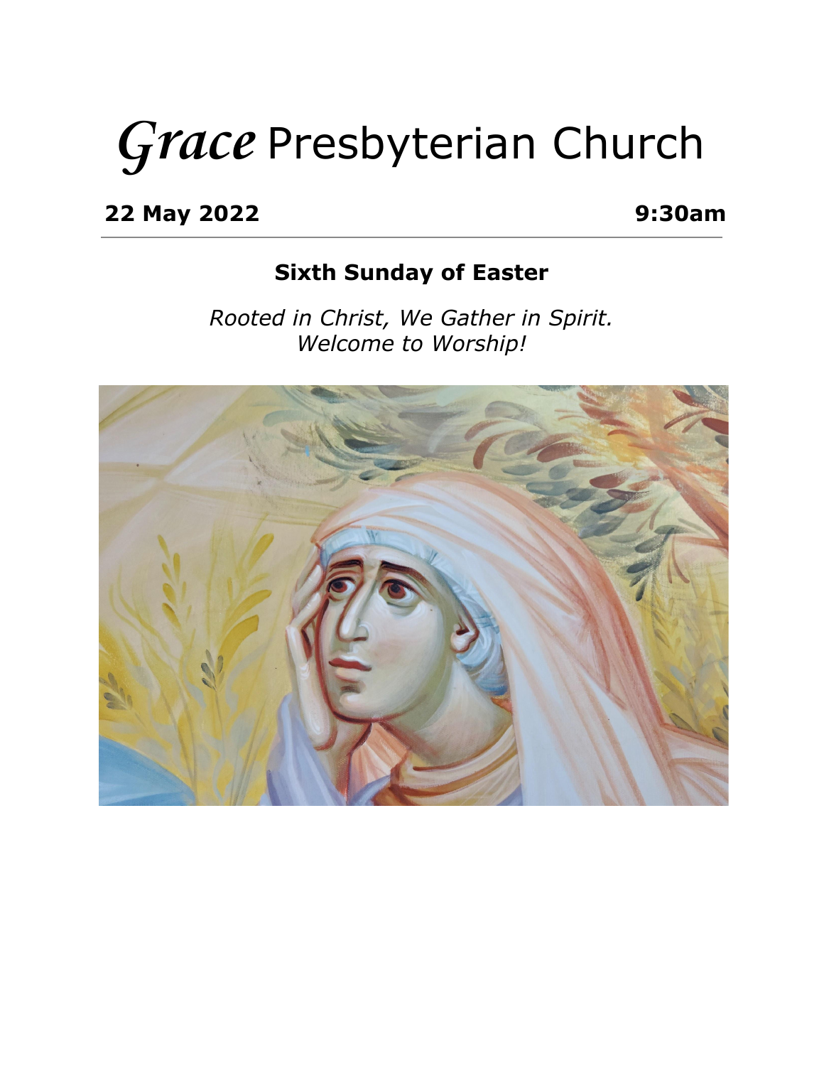# *Grace* Presbyterian Church

**22 May 2022** **9:30am**

---

## Sixth Sunday of Easter

*Rooted in Christ, We Gather in Spirit.*
*Welcome to Worship!*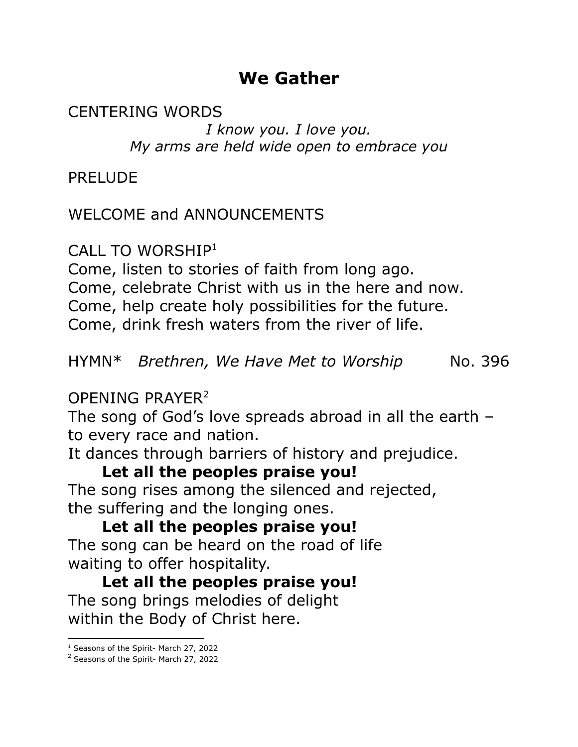# We Gather

CENTERING WORDS

*I know you. I love you.*
*My arms are held wide open to embrace you*

PRELUDE

WELCOME and ANNOUNCEMENTS

CALL TO WORSHIP[1]

Come, listen to stories of faith from long ago.
Come, celebrate Christ with us in the here and now.
Come, help create holy possibilities for the future.
Come, drink fresh waters from the river of life.

HYMN* *Brethren, We Have Met to Worship* No. 396

OPENING PRAYER[2]

The song of God's love spreads abroad in all the earth – to every race and nation.
It dances through barriers of history and prejudice.

**Let all the peoples praise you!**

The song rises among the silenced and rejected, the suffering and the longing ones.

**Let all the peoples praise you!**

The song can be heard on the road of life waiting to offer hospitality.

**Let all the peoples praise you!**

The song brings melodies of delight within the Body of Christ here.

---

[1] Seasons of the Spirit- March 27, 2022

[2] Seasons of the Spirit- March 27, 2022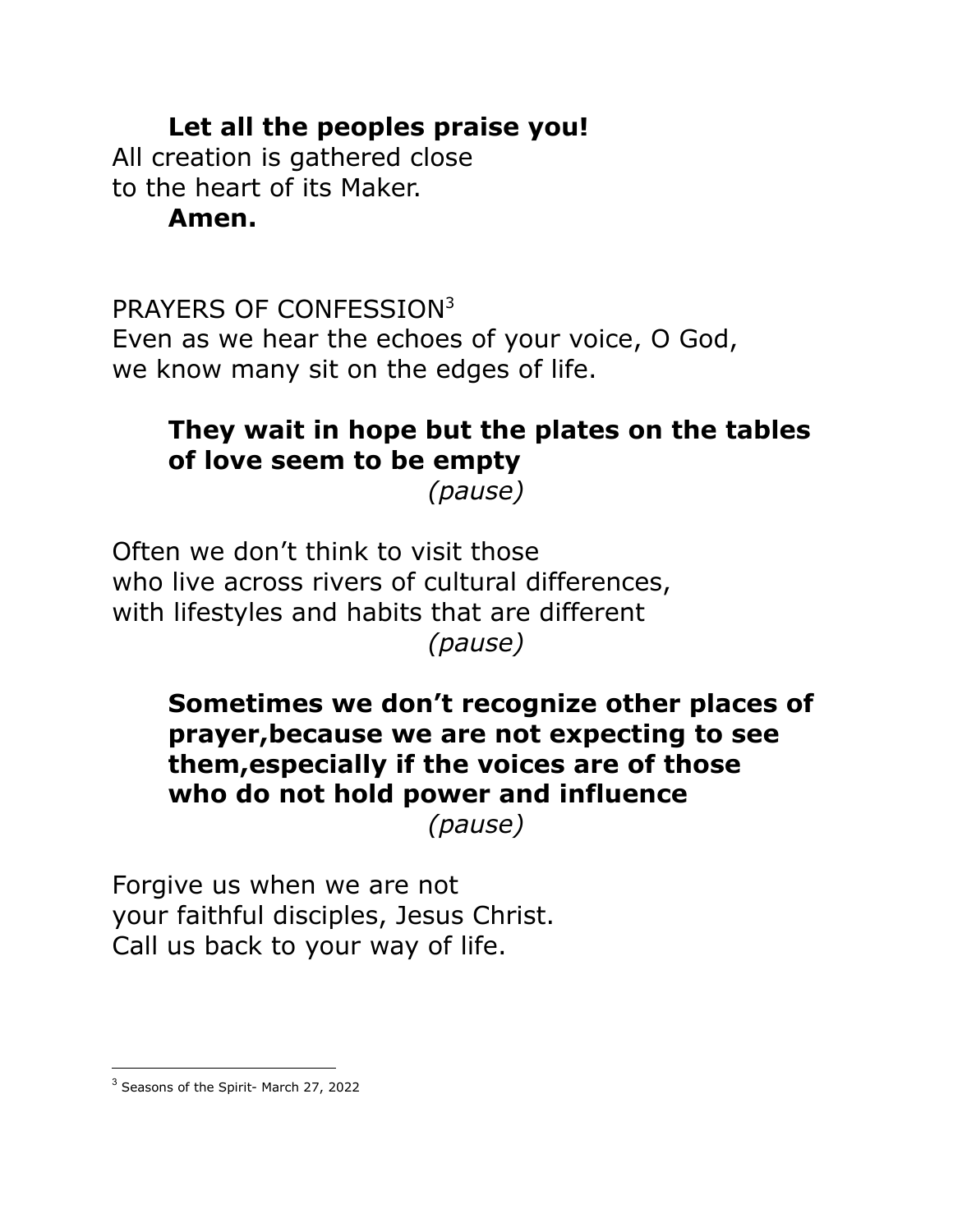**Let all the peoples praise you!**
All creation is gathered close
to the heart of its Maker.
**Amen.**

PRAYERS OF CONFESSION[3]
Even as we hear the echoes of your voice, O God,
we know many sit on the edges of life.

**They wait in hope but the plates on the tables of love seem to be empty**
*(pause)*

Often we don't think to visit those
who live across rivers of cultural differences,
with lifestyles and habits that are different
*(pause)*

**Sometimes we don't recognize other places of prayer,because we are not expecting to see them,especially if the voices are of those who do not hold power and influence**
*(pause)*

Forgive us when we are not
your faithful disciples, Jesus Christ.
Call us back to your way of life.

[3] Seasons of the Spirit- March 27, 2022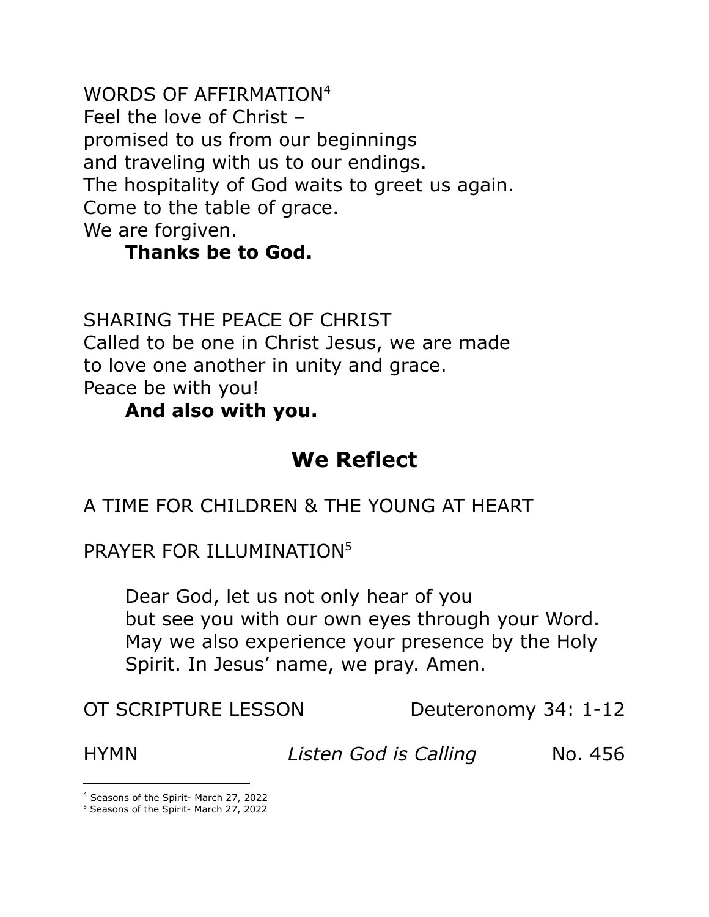WORDS OF AFFIRMATION[4]
Feel the love of Christ –
promised to us from our beginnings
and traveling with us to our endings.
The hospitality of God waits to greet us again.
Come to the table of grace.
We are forgiven.

**Thanks be to God.**

SHARING THE PEACE OF CHRIST
Called to be one in Christ Jesus, we are made
to love one another in unity and grace.
Peace be with you!

**And also with you.**

## We Reflect

A TIME FOR CHILDREN & THE YOUNG AT HEART

PRAYER FOR ILLUMINATION[5]

Dear God, let us not only hear of you
but see you with our own eyes through your Word.
May we also experience your presence by the Holy
Spirit. In Jesus' name, we pray. Amen.

OT SCRIPTURE LESSON Deuteronomy 34: 1-12

HYMN *Listen God is Calling* No. 456

---

[4] Seasons of the Spirit- March 27, 2022
[5] Seasons of the Spirit- March 27, 2022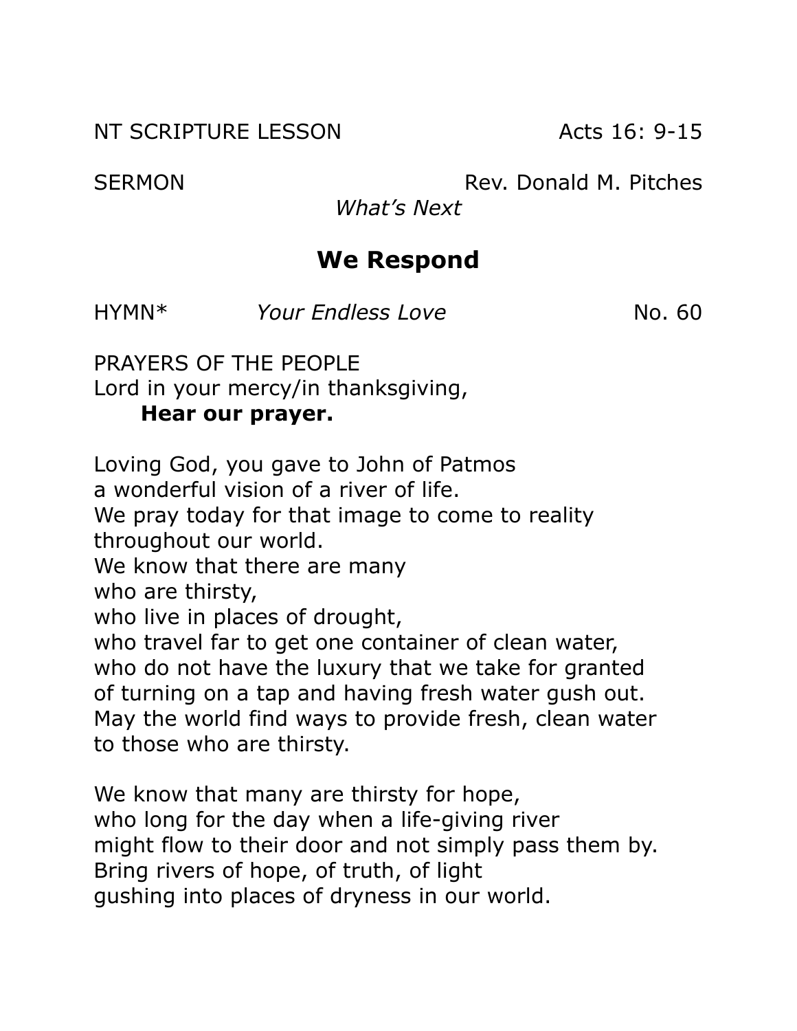NT SCRIPTURE LESSON Acts 16: 9-15

SERMON Rev. Donald M. Pitches

*What's Next*

## We Respond

HYMN* *Your Endless Love* No. 60

PRAYERS OF THE PEOPLE
Lord in your mercy/in thanksgiving,
  **Hear our prayer.**

Loving God, you gave to John of Patmos
a wonderful vision of a river of life.
We pray today for that image to come to reality
throughout our world.
We know that there are many
who are thirsty,
who live in places of drought,
who travel far to get one container of clean water,
who do not have the luxury that we take for granted
of turning on a tap and having fresh water gush out.
May the world find ways to provide fresh, clean water
to those who are thirsty.

We know that many are thirsty for hope,
who long for the day when a life-giving river
might flow to their door and not simply pass them by.
Bring rivers of hope, of truth, of light
gushing into places of dryness in our world.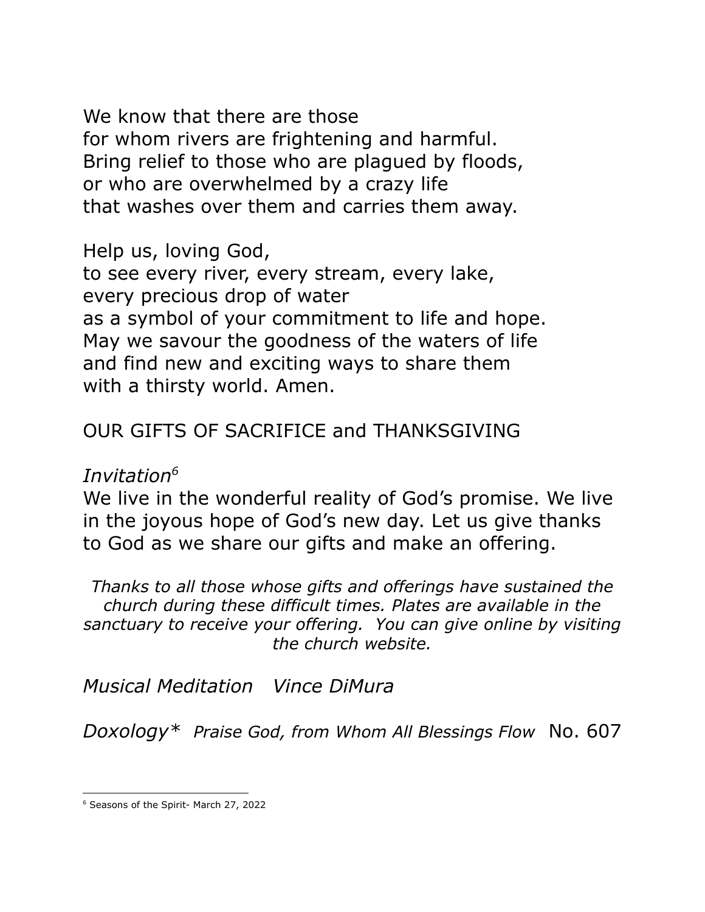We know that there are those
for whom rivers are frightening and harmful.
Bring relief to those who are plagued by floods,
or who are overwhelmed by a crazy life
that washes over them and carries them away.

Help us, loving God,
to see every river, every stream, every lake,
every precious drop of water
as a symbol of your commitment to life and hope.
May we savour the goodness of the waters of life
and find new and exciting ways to share them
with a thirsty world. Amen.

OUR GIFTS OF SACRIFICE and THANKSGIVING

*Invitation*[6]

We live in the wonderful reality of God's promise. We live in the joyous hope of God's new day. Let us give thanks to God as we share our gifts and make an offering.

*Thanks to all those whose gifts and offerings have sustained the church during these difficult times. Plates are available in the sanctuary to receive your offering. You can give online by visiting the church website.*

*Musical Meditation* *Vince DiMura*

*Doxology** *Praise God, from Whom All Blessings Flow* No. 607

---

[6] Seasons of the Spirit- March 27, 2022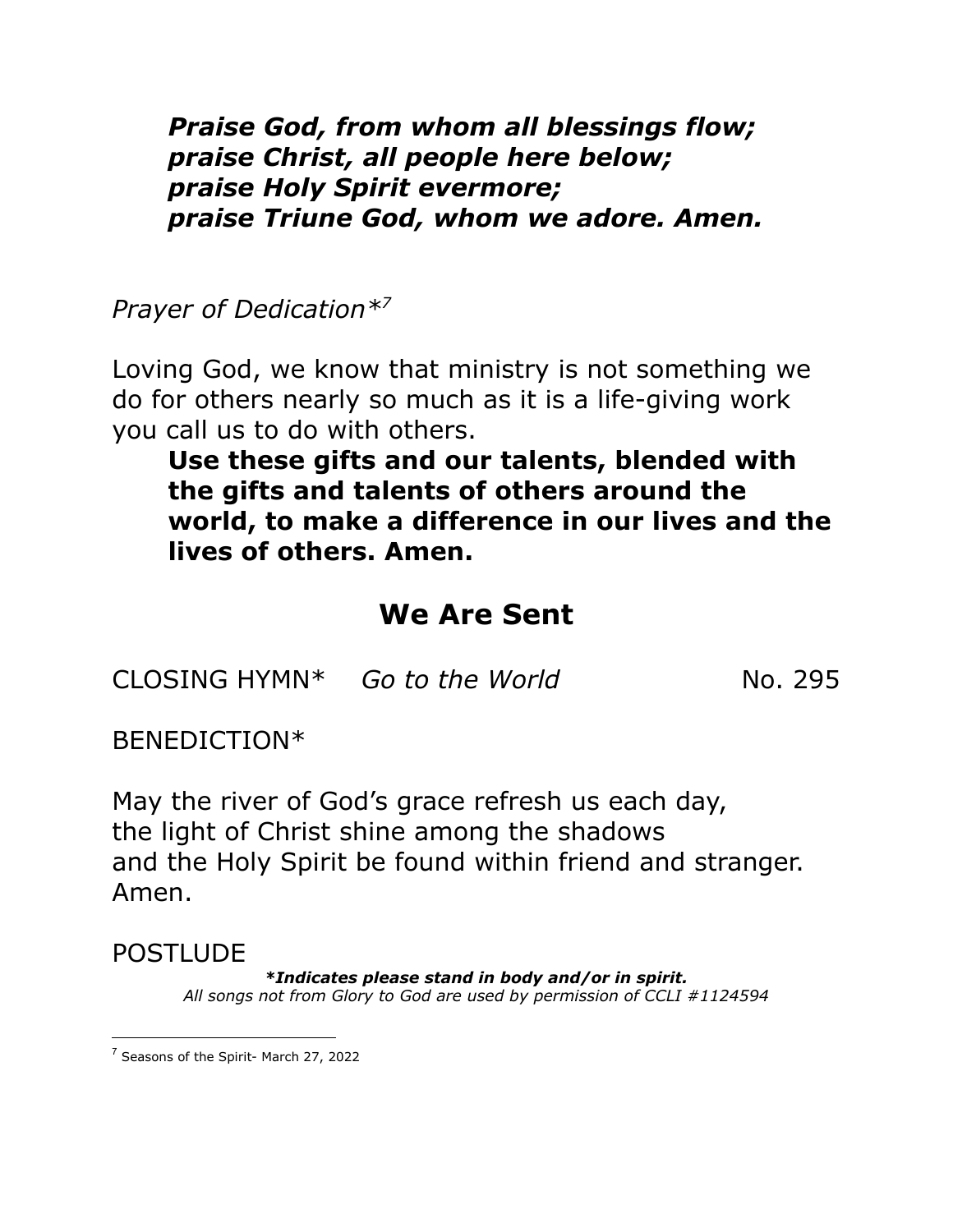***Praise God, from whom all blessings flow;***
***praise Christ, all people here below;***
***praise Holy Spirit evermore;***
***praise Triune God, whom we adore. Amen.***

*Prayer of Dedication**[7]

Loving God, we know that ministry is not something we do for others nearly so much as it is a life-giving work you call us to do with others.

**Use these gifts and our talents, blended with the gifts and talents of others around the world, to make a difference in our lives and the lives of others. Amen.**

## We Are Sent

CLOSING HYMN* *Go to the World* No. 295

BENEDICTION*

May the river of God's grace refresh us each day,
the light of Christ shine among the shadows
and the Holy Spirit be found within friend and stranger.
Amen.

POSTLUDE

***Indicates please stand in body and/or in spirit.***
*All songs not from Glory to God are used by permission of CCLI #1124594*

---

[7] Seasons of the Spirit- March 27, 2022